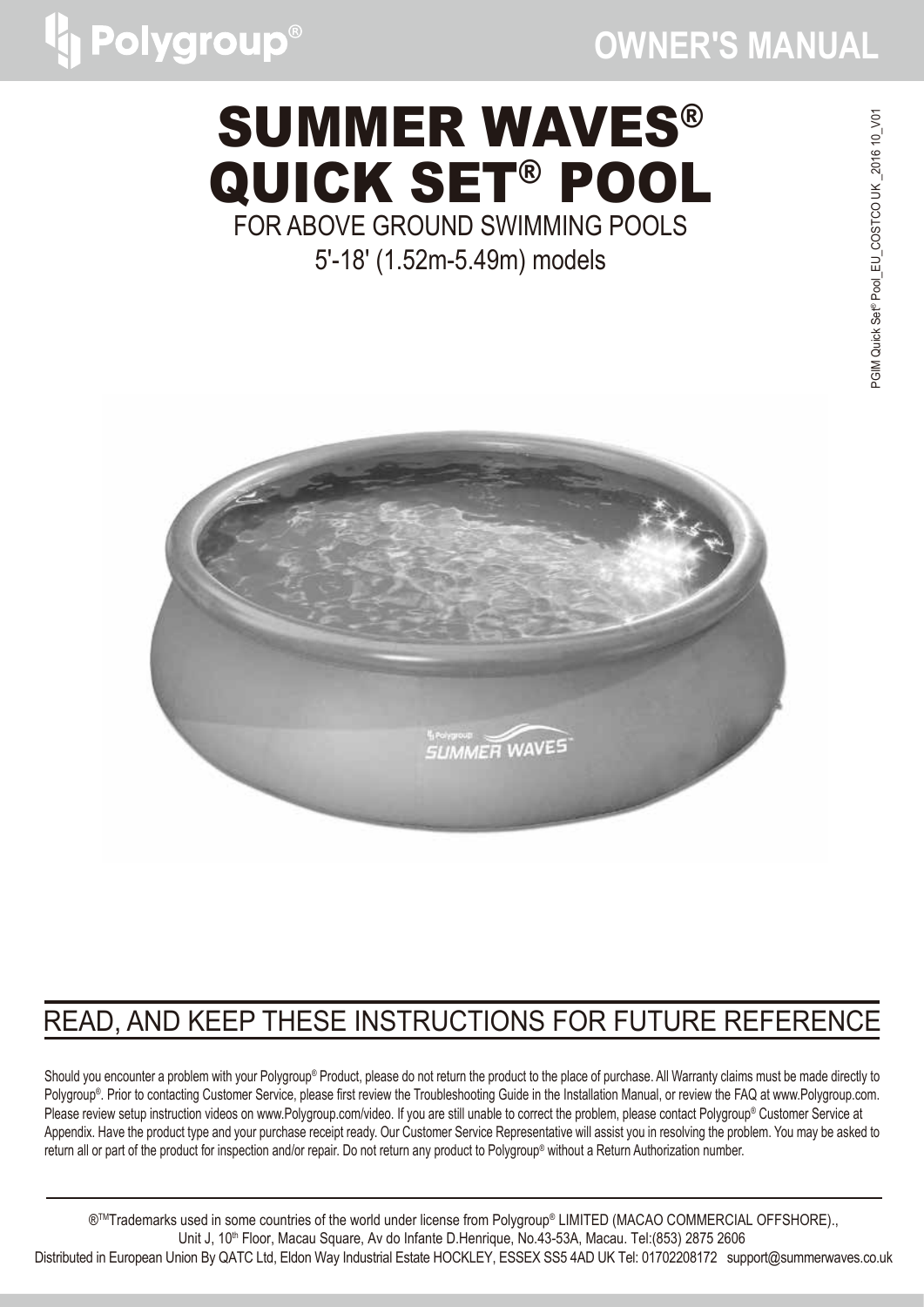Polygroup®

# OWNER'S MANUAL

PGIM Quick Set® Pool_EU_COSTCO UK_2016 10_V01

# SUMMER WAVES® QUICK SET® POOL

FOR ABOVE GROUND SWIMMING POOLS

5'-18' (1.52m-5.49m) models

## READ, AND KEEP THESE INSTRUCTIONS FOR FUTURE REFERENCE

Should you encounter a problem with your Polygroup® Product, please do not return the product to the place of purchase. All Warranty claims must be made directly to Polygroup®. Prior to contacting Customer Service, please first review the Troubleshooting Guide in the Installation Manual, or review the FAQ at www.Polygroup.com. Please review setup instruction videos on www.Polygroup.com/video. If you are still unable to correct the problem, please contact Polygroup® Customer Service at Appendix. Have the product type and your purchase receipt ready. Our Customer Service Representative will assist you in resolving the problem. You may be asked to return all or part of the product for inspection and/or repair. Do not return any product to Polygroup® without a Return Authorization number.

®TMTrademarks used in some countries of the world under license from Polygroup® LIMITED (MACAO COMMERCIAL OFFSHORE)., Unit J, 10th Floor, Macau Square, Av do Infante D.Henrique, No.43-53A, Macau. Tel:(853) 2875 2606
Distributed in European Union By QATC Ltd, Eldon Way Industrial Estate HOCKLEY, ESSEX SS5 4AD UK Tel: 01702208172 support@summerwaves.co.uk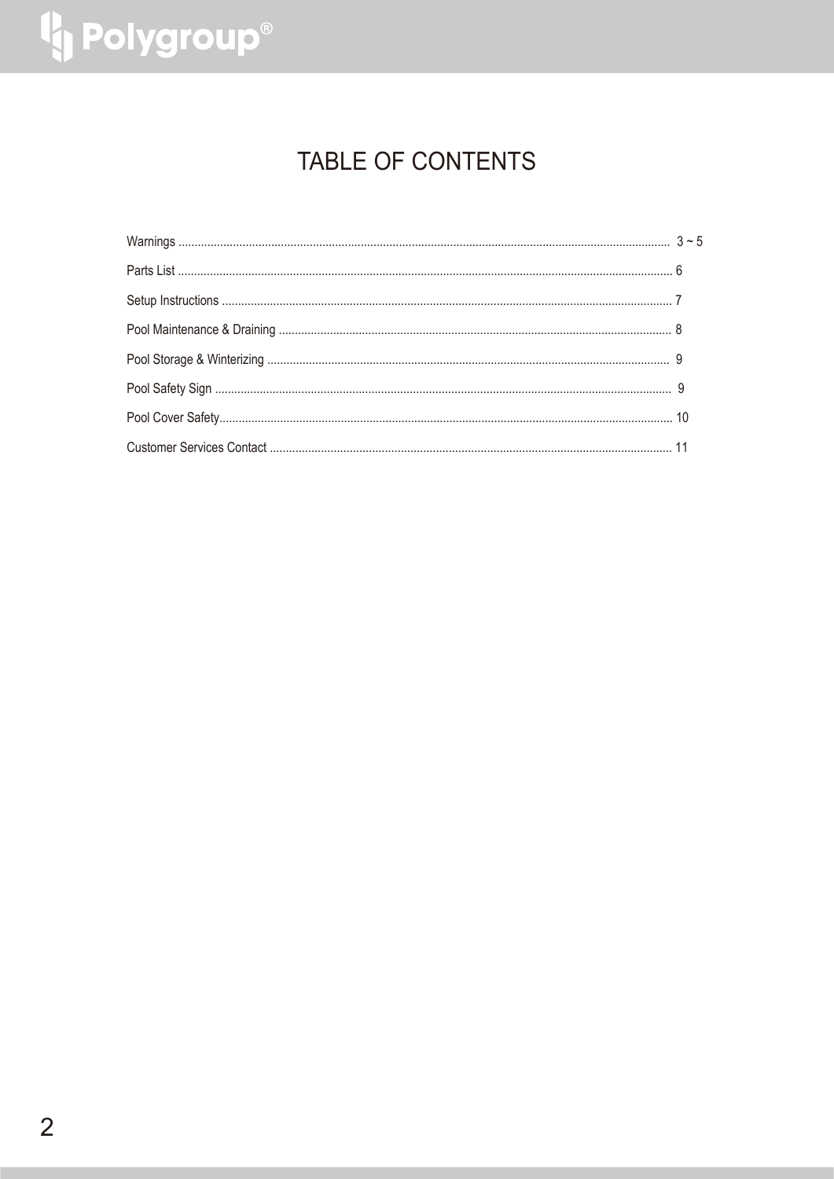# TABLE OF CONTENTS

| Section | Page |
| --- | --- |
| Warnings | 3 ~ 5 |
| Parts List | 6 |
| Setup Instructions | 7 |
| Pool Maintenance & Draining | 8 |
| Pool Storage & Winterizing | 9 |
| Pool Safety Sign | 9 |
| Pool Cover Safety | 10 |
| Customer Services Contact | 11 |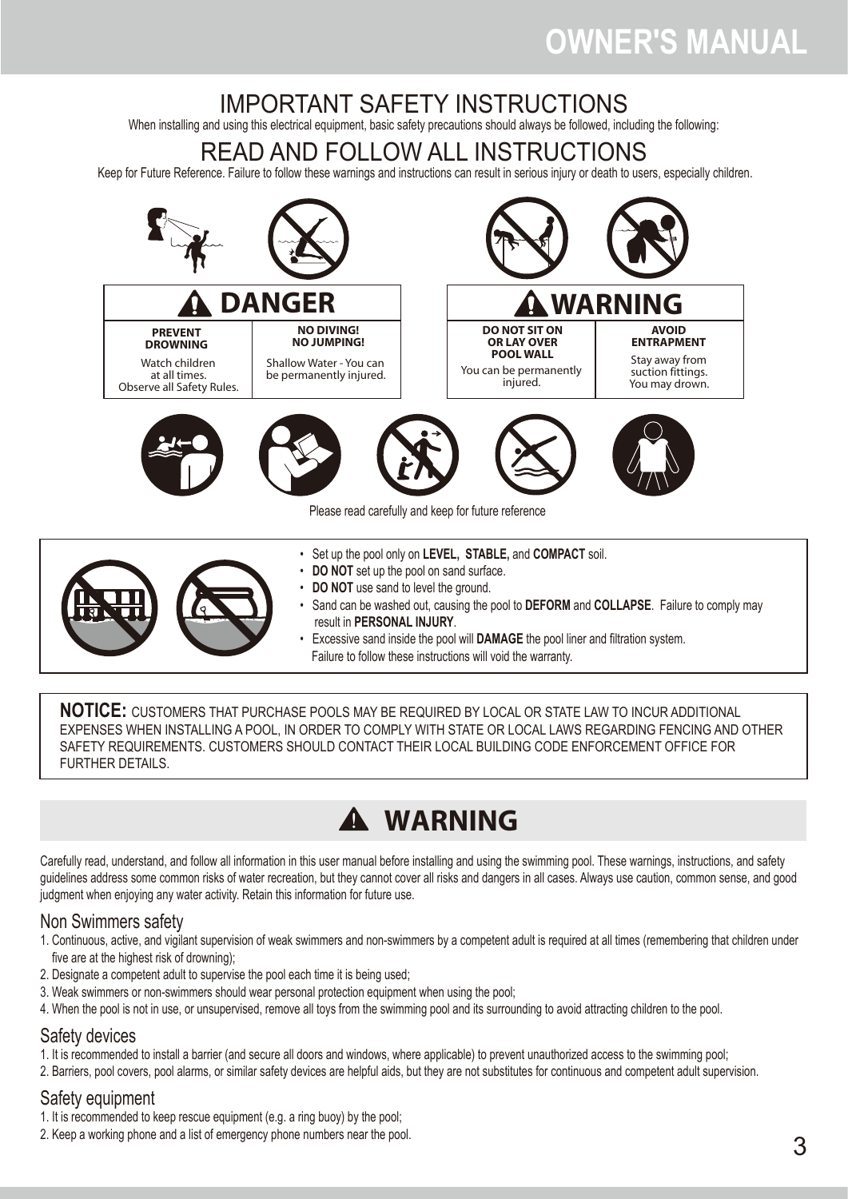# IMPORTANT SAFETY INSTRUCTIONS

When installing and using this electrical equipment, basic safety precautions should always be followed, including the following:

# READ AND FOLLOW ALL INSTRUCTIONS

Keep for Future Reference. Failure to follow these warnings and instructions can result in serious injury or death to users, especially children.

| DANGER | |
|---|---|
| **PREVENT DROWNING**<br>Watch children at all times. Observe all Safety Rules. | **NO DIVING! NO JUMPING!**<br>Shallow Water - You can be permanently injured. |

| WARNING | |
|---|---|
| **DO NOT SIT ON OR LAY OVER POOL WALL**<br>You can be permanently injured. | **AVOID ENTRAPMENT**<br>Stay away from suction fittings. You may drown. |

Please read carefully and keep for future reference

- Set up the pool only on **LEVEL, STABLE,** and **COMPACT** soil.
- **DO NOT** set up the pool on sand surface.
- **DO NOT** use sand to level the ground.
- Sand can be washed out, causing the pool to **DEFORM** and **COLLAPSE**. Failure to comply may result in **PERSONAL INJURY**.
- Excessive sand inside the pool will **DAMAGE** the pool liner and filtration system.
  Failure to follow these instructions will void the warranty.

**NOTICE:** CUSTOMERS THAT PURCHASE POOLS MAY BE REQUIRED BY LOCAL OR STATE LAW TO INCUR ADDITIONAL EXPENSES WHEN INSTALLING A POOL, IN ORDER TO COMPLY WITH STATE OR LOCAL LAWS REGARDING FENCING AND OTHER SAFETY REQUIREMENTS. CUSTOMERS SHOULD CONTACT THEIR LOCAL BUILDING CODE ENFORCEMENT OFFICE FOR FURTHER DETAILS.

## WARNING

Carefully read, understand, and follow all information in this user manual before installing and using the swimming pool. These warnings, instructions, and safety guidelines address some common risks of water recreation, but they cannot cover all risks and dangers in all cases. Always use caution, common sense, and good judgment when enjoying any water activity. Retain this information for future use.

### Non Swimmers safety

1. Continuous, active, and vigilant supervision of weak swimmers and non-swimmers by a competent adult is required at all times (remembering that children under five are at the highest risk of drowning);
2. Designate a competent adult to supervise the pool each time it is being used;
3. Weak swimmers or non-swimmers should wear personal protection equipment when using the pool;
4. When the pool is not in use, or unsupervised, remove all toys from the swimming pool and its surrounding to avoid attracting children to the pool.

### Safety devices

1. It is recommended to install a barrier (and secure all doors and windows, where applicable) to prevent unauthorized access to the swimming pool;
2. Barriers, pool covers, pool alarms, or similar safety devices are helpful aids, but they are not substitutes for continuous and competent adult supervision.

### Safety equipment

1. It is recommended to keep rescue equipment (e.g. a ring buoy) by the pool;
2. Keep a working phone and a list of emergency phone numbers near the pool.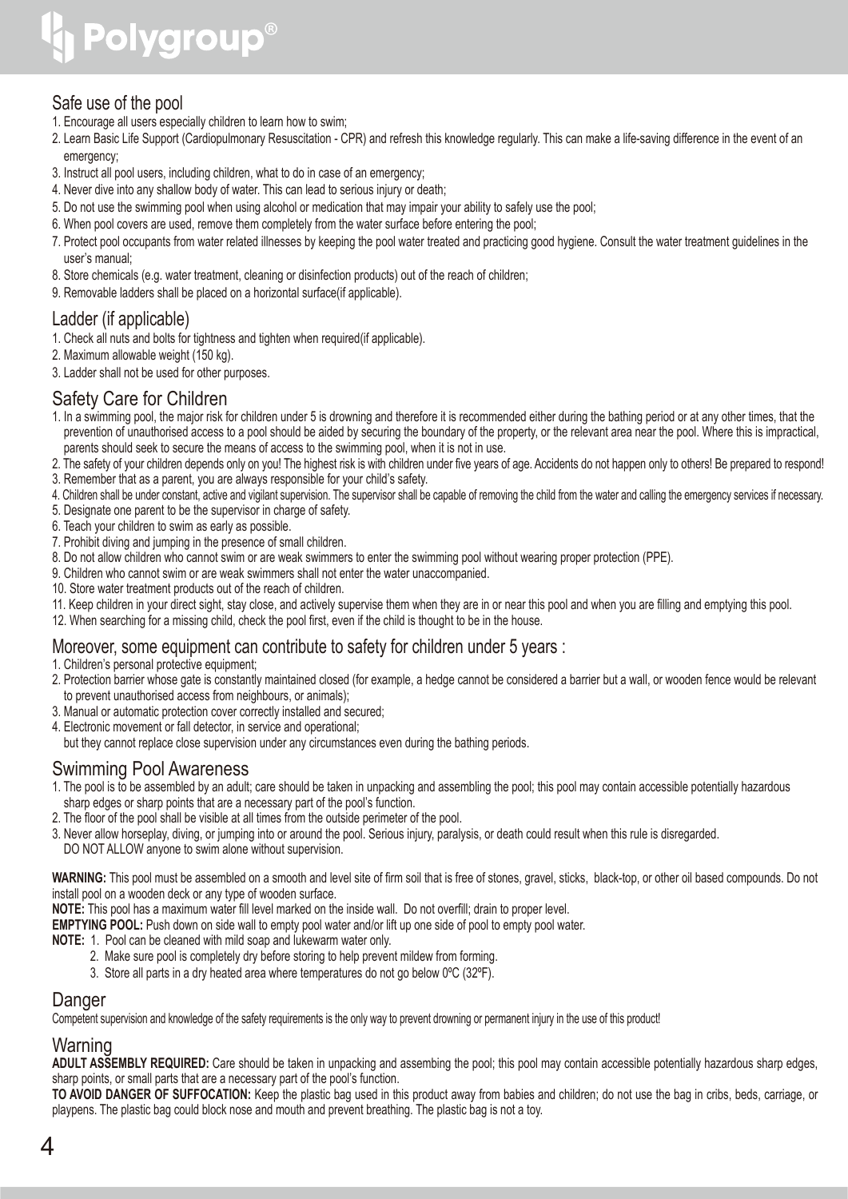## Safe use of the pool

1. Encourage all users especially children to learn how to swim;
2. Learn Basic Life Support (Cardiopulmonary Resuscitation - CPR) and refresh this knowledge regularly. This can make a life-saving difference in the event of an emergency;
3. Instruct all pool users, including children, what to do in case of an emergency;
4. Never dive into any shallow body of water. This can lead to serious injury or death;
5. Do not use the swimming pool when using alcohol or medication that may impair your ability to safely use the pool;
6. When pool covers are used, remove them completely from the water surface before entering the pool;
7. Protect pool occupants from water related illnesses by keeping the pool water treated and practicing good hygiene. Consult the water treatment guidelines in the user's manual;
8. Store chemicals (e.g. water treatment, cleaning or disinfection products) out of the reach of children;
9. Removable ladders shall be placed on a horizontal surface(if applicable).

## Ladder (if applicable)

1. Check all nuts and bolts for tightness and tighten when required(if applicable).
2. Maximum allowable weight (150 kg).
3. Ladder shall not be used for other purposes.

## Safety Care for Children

1. In a swimming pool, the major risk for children under 5 is drowning and therefore it is recommended either during the bathing period or at any other times, that the prevention of unauthorised access to a pool should be aided by securing the boundary of the property, or the relevant area near the pool. Where this is impractical, parents should seek to secure the means of access to the swimming pool, when it is not in use.
2. The safety of your children depends only on you! The highest risk is with children under five years of age. Accidents do not happen only to others! Be prepared to respond!
3. Remember that as a parent, you are always responsible for your child's safety.
4. Children shall be under constant, active and vigilant supervision. The supervisor shall be capable of removing the child from the water and calling the emergency services if necessary.
5. Designate one parent to be the supervisor in charge of safety.
6. Teach your children to swim as early as possible.
7. Prohibit diving and jumping in the presence of small children.
8. Do not allow children who cannot swim or are weak swimmers to enter the swimming pool without wearing proper protection (PPE).
9. Children who cannot swim or are weak swimmers shall not enter the water unaccompanied.
10. Store water treatment products out of the reach of children.
11. Keep children in your direct sight, stay close, and actively supervise them when they are in or near this pool and when you are filling and emptying this pool.
12. When searching for a missing child, check the pool first, even if the child is thought to be in the house.

## Moreover, some equipment can contribute to safety for children under 5 years :

1. Children's personal protective equipment;
2. Protection barrier whose gate is constantly maintained closed (for example, a hedge cannot be considered a barrier but a wall, or wooden fence would be relevant to prevent unauthorised access from neighbours, or animals);
3. Manual or automatic protection cover correctly installed and secured;
4. Electronic movement or fall detector, in service and operational;
   but they cannot replace close supervision under any circumstances even during the bathing periods.

## Swimming Pool Awareness

1. The pool is to be assembled by an adult; care should be taken in unpacking and assembling the pool; this pool may contain accessible potentially hazardous sharp edges or sharp points that are a necessary part of the pool's function.
2. The floor of the pool shall be visible at all times from the outside perimeter of the pool.
3. Never allow horseplay, diving, or jumping into or around the pool. Serious injury, paralysis, or death could result when this rule is disregarded.
   DO NOT ALLOW anyone to swim alone without supervision.

**WARNING:** This pool must be assembled on a smooth and level site of firm soil that is free of stones, gravel, sticks, black-top, or other oil based compounds. Do not install pool on a wooden deck or any type of wooden surface.

**NOTE:** This pool has a maximum water fill level marked on the inside wall. Do not overfill; drain to proper level.

**EMPTYING POOL:** Push down on side wall to empty pool water and/or lift up one side of pool to empty pool water.

**NOTE:**
1. Pool can be cleaned with mild soap and lukewarm water only.
2. Make sure pool is completely dry before storing to help prevent mildew from forming.
3. Store all parts in a dry heated area where temperatures do not go below 0ºC (32ºF).

## Danger

Competent supervision and knowledge of the safety requirements is the only way to prevent drowning or permanent injury in the use of this product!

## Warning

**ADULT ASSEMBLY REQUIRED:** Care should be taken in unpacking and assembing the pool; this pool may contain accessible potentially hazardous sharp edges, sharp points, or small parts that are a necessary part of the pool's function.

**TO AVOID DANGER OF SUFFOCATION:** Keep the plastic bag used in this product away from babies and children; do not use the bag in cribs, beds, carriage, or playpens. The plastic bag could block nose and mouth and prevent breathing. The plastic bag is not a toy.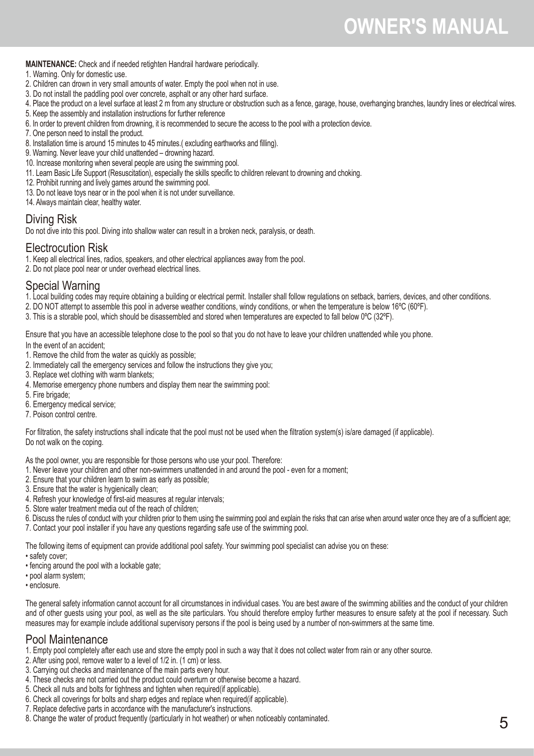**MAINTENANCE:** Check and if needed retighten Handrail hardware periodically.

1. Warning. Only for domestic use.
2. Children can drown in very small amounts of water. Empty the pool when not in use.
3. Do not install the paddling pool over concrete, asphalt or any other hard surface.
4. Place the product on a level surface at least 2 m from any structure or obstruction such as a fence, garage, house, overhanging branches, laundry lines or electrical wires.
5. Keep the assembly and installation instructions for further reference
6. In order to prevent children from drowning, it is recommended to secure the access to the pool with a protection device.
7. One person need to install the product.
8. Installation time is around 15 minutes to 45 minutes.( excluding earthworks and filling).
9. Warning. Never leave your child unattended – drowning hazard.
10. Increase monitoring when several people are using the swimming pool.
11. Learn Basic Life Support (Resuscitation), especially the skills specific to children relevant to drowning and choking.
12. Prohibit running and lively games around the swimming pool.
13. Do not leave toys near or in the pool when it is not under surveillance.
14. Always maintain clear, healthy water.

## Diving Risk

Do not dive into this pool. Diving into shallow water can result in a broken neck, paralysis, or death.

## Electrocution Risk

1. Keep all electrical lines, radios, speakers, and other electrical appliances away from the pool.
2. Do not place pool near or under overhead electrical lines.

## Special Warning

1. Local building codes may require obtaining a building or electrical permit. Installer shall follow regulations on setback, barriers, devices, and other conditions.
2. DO NOT attempt to assemble this pool in adverse weather conditions, windy conditions, or when the temperature is below 16ºC (60ºF).
3. This is a storable pool, which should be disassembled and stored when temperatures are expected to fall below 0ºC (32ºF).

Ensure that you have an accessible telephone close to the pool so that you do not have to leave your children unattended while you phone.

In the event of an accident;

1. Remove the child from the water as quickly as possible;
2. Immediately call the emergency services and follow the instructions they give you;
3. Replace wet clothing with warm blankets;
4. Memorise emergency phone numbers and display them near the swimming pool:
5. Fire brigade;
6. Emergency medical service;
7. Poison control centre.

For filtration, the safety instructions shall indicate that the pool must not be used when the filtration system(s) is/are damaged (if applicable).
Do not walk on the coping.

As the pool owner, you are responsible for those persons who use your pool. Therefore:

1. Never leave your children and other non-swimmers unattended in and around the pool - even for a moment;
2. Ensure that your children learn to swim as early as possible;
3. Ensure that the water is hygienically clean;
4. Refresh your knowledge of first-aid measures at regular intervals;
5. Store water treatment media out of the reach of children;
6. Discuss the rules of conduct with your children prior to them using the swimming pool and explain the risks that can arise when around water once they are of a sufficient age;
7. Contact your pool installer if you have any questions regarding safe use of the swimming pool.

The following items of equipment can provide additional pool safety. Your swimming pool specialist can advise you on these:

- safety cover;
- fencing around the pool with a lockable gate;
- pool alarm system;
- enclosure.

The general safety information cannot account for all circumstances in individual cases. You are best aware of the swimming abilities and the conduct of your children and of other guests using your pool, as well as the site particulars. You should therefore employ further measures to ensure safety at the pool if necessary. Such measures may for example include additional supervisory persons if the pool is being used by a number of non-swimmers at the same time.

## Pool Maintenance

1. Empty pool completely after each use and store the empty pool in such a way that it does not collect water from rain or any other source.
2. After using pool, remove water to a level of 1/2 in. (1 cm) or less.
3. Carrying out checks and maintenance of the main parts every hour.
4. These checks are not carried out the product could overturn or otherwise become a hazard.
5. Check all nuts and bolts for tightness and tighten when required(if applicable).
6. Check all coverings for bolts and sharp edges and replace when required(if applicable).
7. Replace defective parts in accordance with the manufacturer's instructions.
8. Change the water of product frequently (particularly in hot weather) or when noticeably contaminated.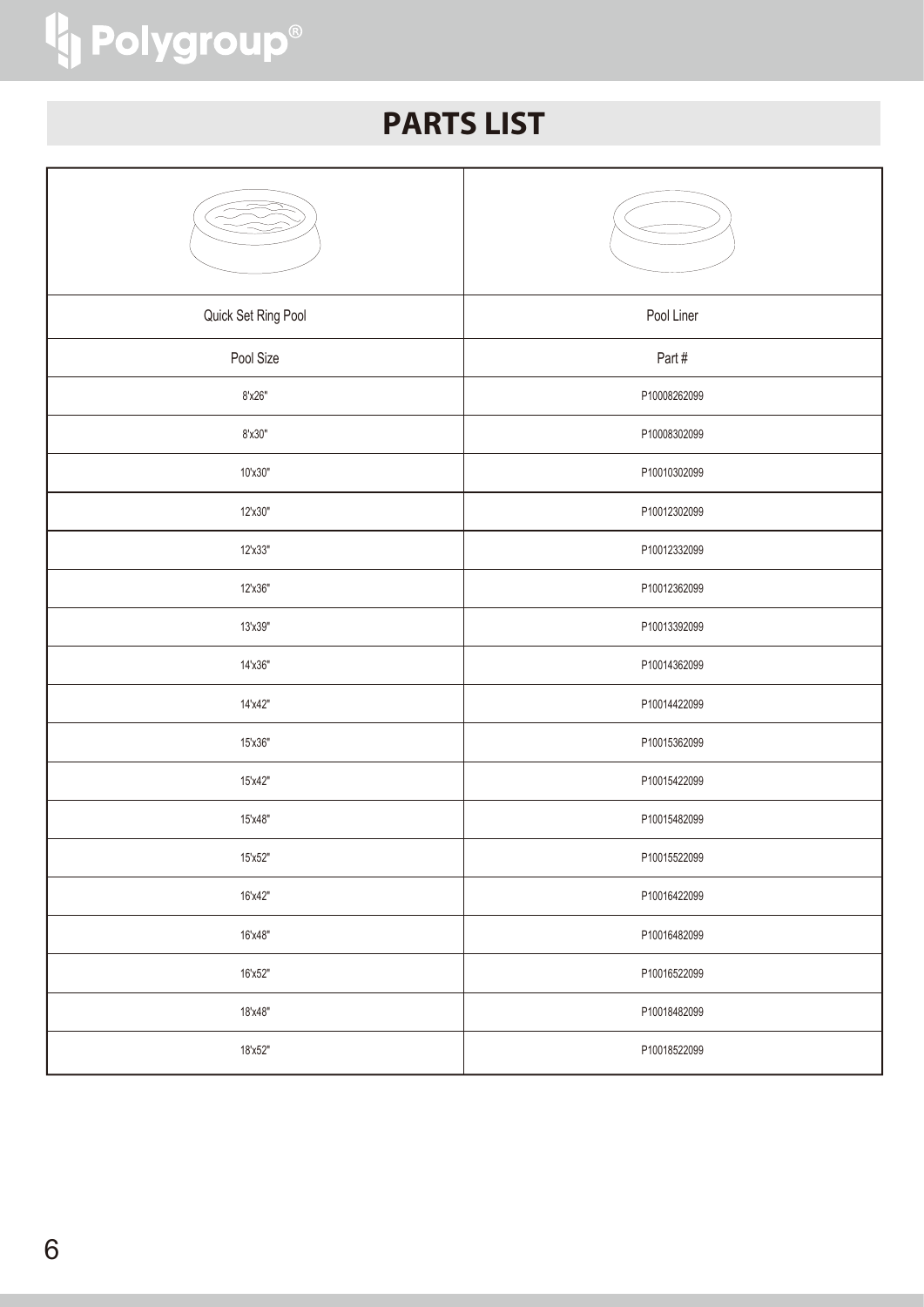# PARTS LIST

| Quick Set Ring Pool | Pool Liner |
|---|---|
| Pool Size | Part # |
| 8'x26" | P10008262099 |
| 8'x30" | P10008302099 |
| 10'x30" | P10010302099 |
| 12'x30" | P10012302099 |
| 12'x33" | P10012332099 |
| 12'x36" | P10012362099 |
| 13'x39" | P10013392099 |
| 14'x36" | P10014362099 |
| 14'x42" | P10014422099 |
| 15'x36" | P10015362099 |
| 15'x42" | P10015422099 |
| 15'x48" | P10015482099 |
| 15'x52" | P10015522099 |
| 16'x42" | P10016422099 |
| 16'x48" | P10016482099 |
| 16'x52" | P10016522099 |
| 18'x48" | P10018482099 |
| 18'x52" | P10018522099 |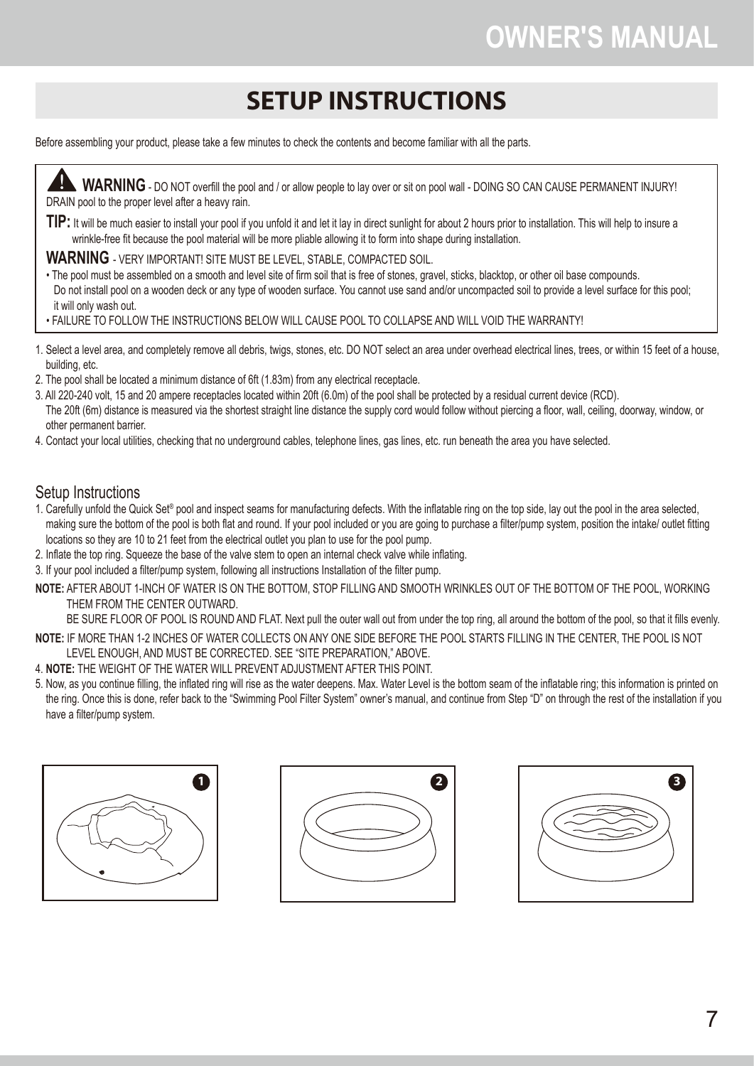# SETUP INSTRUCTIONS

Before assembling your product, please take a few minutes to check the contents and become familiar with all the parts.

**WARNING** - DO NOT overfill the pool and / or allow people to lay over or sit on pool wall - DOING SO CAN CAUSE PERMANENT INJURY! DRAIN pool to the proper level after a heavy rain.

**TIP:** It will be much easier to install your pool if you unfold it and let it lay in direct sunlight for about 2 hours prior to installation. This will help to insure a wrinkle-free fit because the pool material will be more pliable allowing it to form into shape during installation.

**WARNING** - VERY IMPORTANT! SITE MUST BE LEVEL, STABLE, COMPACTED SOIL.

- The pool must be assembled on a smooth and level site of firm soil that is free of stones, gravel, sticks, blacktop, or other oil base compounds. Do not install pool on a wooden deck or any type of wooden surface. You cannot use sand and/or uncompacted soil to provide a level surface for this pool; it will only wash out.
- FAILURE TO FOLLOW THE INSTRUCTIONS BELOW WILL CAUSE POOL TO COLLAPSE AND WILL VOID THE WARRANTY!

1. Select a level area, and completely remove all debris, twigs, stones, etc. DO NOT select an area under overhead electrical lines, trees, or within 15 feet of a house, building, etc.
2. The pool shall be located a minimum distance of 6ft (1.83m) from any electrical receptacle.
3. All 220-240 volt, 15 and 20 ampere receptacles located within 20ft (6.0m) of the pool shall be protected by a residual current device (RCD). The 20ft (6m) distance is measured via the shortest straight line distance the supply cord would follow without piercing a floor, wall, ceiling, doorway, window, or other permanent barrier.
4. Contact your local utilities, checking that no underground cables, telephone lines, gas lines, etc. run beneath the area you have selected.

## Setup Instructions

1. Carefully unfold the Quick Set® pool and inspect seams for manufacturing defects. With the inflatable ring on the top side, lay out the pool in the area selected, making sure the bottom of the pool is both flat and round. If your pool included or you are going to purchase a filter/pump system, position the intake/ outlet fitting locations so they are 10 to 21 feet from the electrical outlet you plan to use for the pool pump.
2. Inflate the top ring. Squeeze the base of the valve stem to open an internal check valve while inflating.
3. If your pool included a filter/pump system, following all instructions Installation of the filter pump.

**NOTE:** AFTER ABOUT 1-INCH OF WATER IS ON THE BOTTOM, STOP FILLING AND SMOOTH WRINKLES OUT OF THE BOTTOM OF THE POOL, WORKING THEM FROM THE CENTER OUTWARD.
BE SURE FLOOR OF POOL IS ROUND AND FLAT. Next pull the outer wall out from under the top ring, all around the bottom of the pool, so that it fills evenly.

**NOTE:** IF MORE THAN 1-2 INCHES OF WATER COLLECTS ON ANY ONE SIDE BEFORE THE POOL STARTS FILLING IN THE CENTER, THE POOL IS NOT LEVEL ENOUGH, AND MUST BE CORRECTED. SEE "SITE PREPARATION," ABOVE.

4. **NOTE:** THE WEIGHT OF THE WATER WILL PREVENT ADJUSTMENT AFTER THIS POINT.
5. Now, as you continue filling, the inflated ring will rise as the water deepens. Max. Water Level is the bottom seam of the inflatable ring; this information is printed on the ring. Once this is done, refer back to the "Swimming Pool Filter System" owner's manual, and continue from Step "D" on through the rest of the installation if you have a filter/pump system.

1

2

3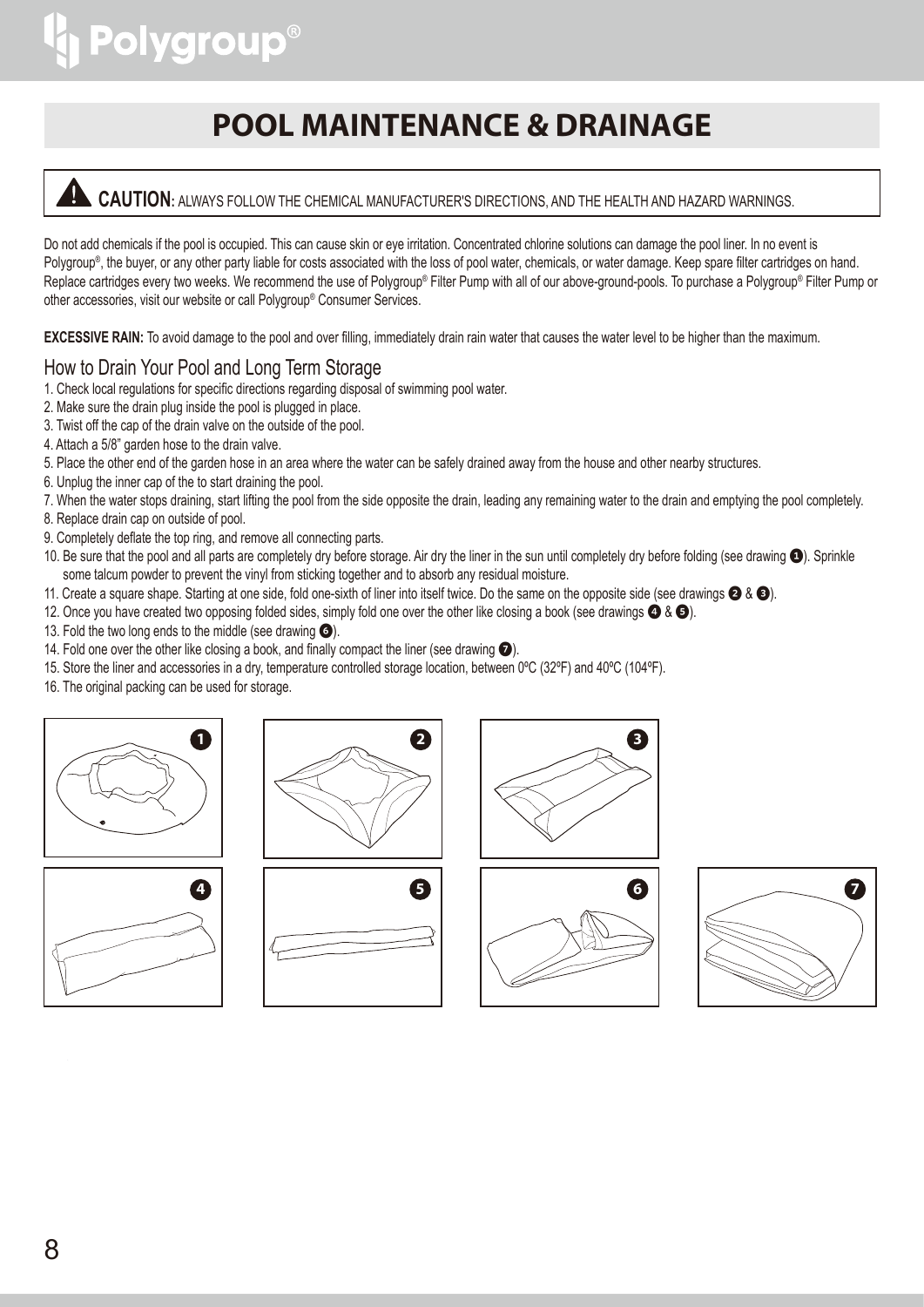# POOL MAINTENANCE & DRAINAGE

**CAUTION:** ALWAYS FOLLOW THE CHEMICAL MANUFACTURER'S DIRECTIONS, AND THE HEALTH AND HAZARD WARNINGS.

Do not add chemicals if the pool is occupied. This can cause skin or eye irritation. Concentrated chlorine solutions can damage the pool liner. In no event is Polygroup®, the buyer, or any other party liable for costs associated with the loss of pool water, chemicals, or water damage. Keep spare filter cartridges on hand. Replace cartridges every two weeks. We recommend the use of Polygroup® Filter Pump with all of our above-ground-pools. To purchase a Polygroup® Filter Pump or other accessories, visit our website or call Polygroup® Consumer Services.

**EXCESSIVE RAIN:** To avoid damage to the pool and over filling, immediately drain rain water that causes the water level to be higher than the maximum.

## How to Drain Your Pool and Long Term Storage

1. Check local regulations for specific directions regarding disposal of swimming pool water.
2. Make sure the drain plug inside the pool is plugged in place.
3. Twist off the cap of the drain valve on the outside of the pool.
4. Attach a 5/8" garden hose to the drain valve.
5. Place the other end of the garden hose in an area where the water can be safely drained away from the house and other nearby structures.
6. Unplug the inner cap of the to start draining the pool.
7. When the water stops draining, start lifting the pool from the side opposite the drain, leading any remaining water to the drain and emptying the pool completely.
8. Replace drain cap on outside of pool.
9. Completely deflate the top ring, and remove all connecting parts.
10. Be sure that the pool and all parts are completely dry before storage. Air dry the liner in the sun until completely dry before folding (see drawing ❶). Sprinkle some talcum powder to prevent the vinyl from sticking together and to absorb any residual moisture.
11. Create a square shape. Starting at one side, fold one-sixth of liner into itself twice. Do the same on the opposite side (see drawings ❷ & ❸).
12. Once you have created two opposing folded sides, simply fold one over the other like closing a book (see drawings ❹ & ❺).
13. Fold the two long ends to the middle (see drawing ❻).
14. Fold one over the other like closing a book, and finally compact the liner (see drawing ❼).
15. Store the liner and accessories in a dry, temperature controlled storage location, between 0ºC (32ºF) and 40ºC (104ºF).
16. The original packing can be used for storage.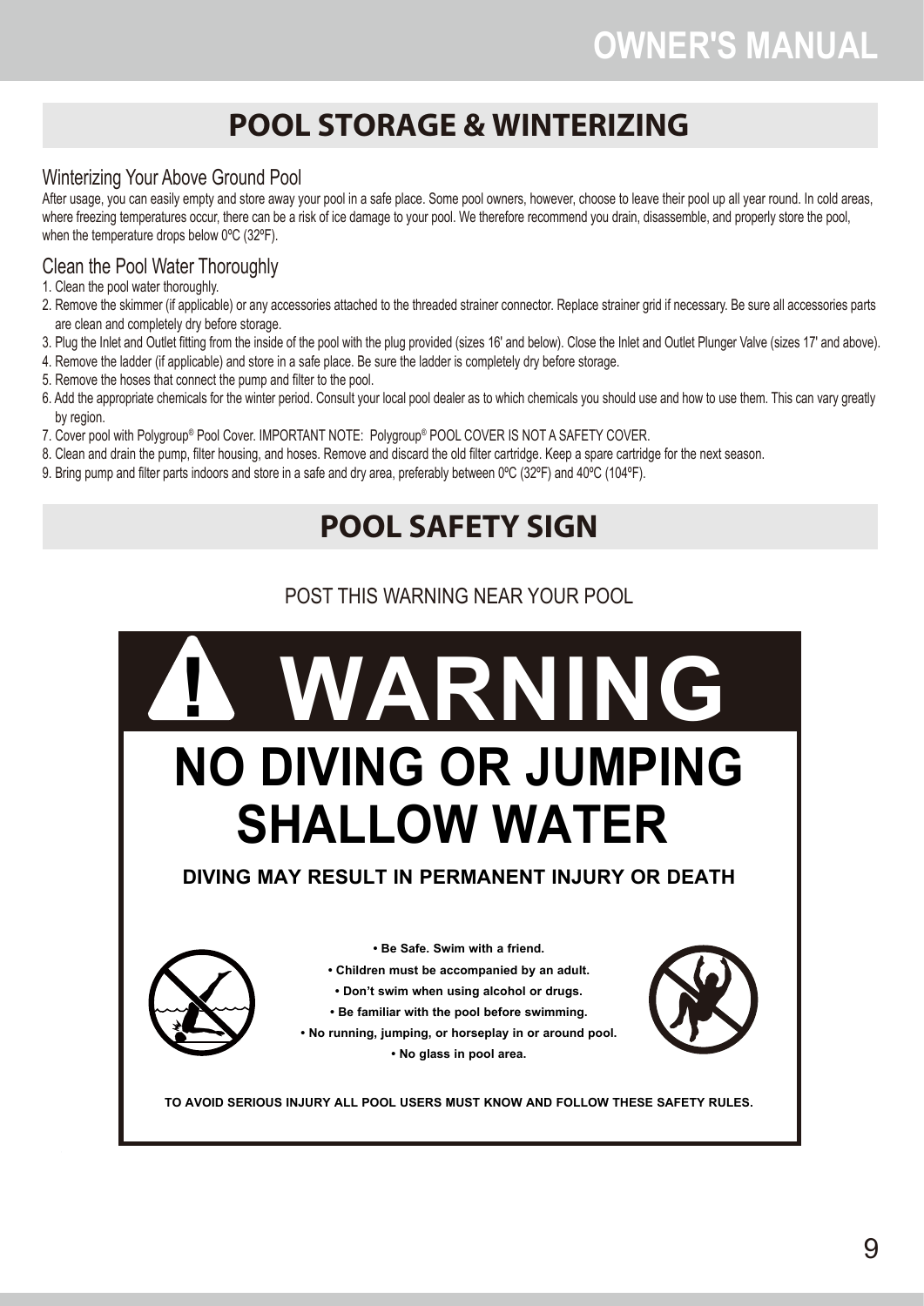# POOL STORAGE & WINTERIZING

## Winterizing Your Above Ground Pool

After usage, you can easily empty and store away your pool in a safe place. Some pool owners, however, choose to leave their pool up all year round. In cold areas, where freezing temperatures occur, there can be a risk of ice damage to your pool. We therefore recommend you drain, disassemble, and properly store the pool, when the temperature drops below 0ºC (32ºF).

## Clean the Pool Water Thoroughly

1. Clean the pool water thoroughly.
2. Remove the skimmer (if applicable) or any accessories attached to the threaded strainer connector. Replace strainer grid if necessary. Be sure all accessories parts are clean and completely dry before storage.
3. Plug the Inlet and Outlet fitting from the inside of the pool with the plug provided (sizes 16' and below). Close the Inlet and Outlet Plunger Valve (sizes 17' and above).
4. Remove the ladder (if applicable) and store in a safe place. Be sure the ladder is completely dry before storage.
5. Remove the hoses that connect the pump and filter to the pool.
6. Add the appropriate chemicals for the winter period. Consult your local pool dealer as to which chemicals you should use and how to use them. This can vary greatly by region.
7. Cover pool with Polygroup® Pool Cover. IMPORTANT NOTE: Polygroup® POOL COVER IS NOT A SAFETY COVER.
8. Clean and drain the pump, filter housing, and hoses. Remove and discard the old filter cartridge. Keep a spare cartridge for the next season.
9. Bring pump and filter parts indoors and store in a safe and dry area, preferably between 0ºC (32ºF) and 40ºC (104ºF).

# POOL SAFETY SIGN

POST THIS WARNING NEAR YOUR POOL

**! WARNING**

**NO DIVING OR JUMPING**
**SHALLOW WATER**

**DIVING MAY RESULT IN PERMANENT INJURY OR DEATH**

- **Be Safe. Swim with a friend.**
- **Children must be accompanied by an adult.**
- **Don't swim when using alcohol or drugs.**
- **Be familiar with the pool before swimming.**
- **No running, jumping, or horseplay in or around pool.**
- **No glass in pool area.**

**TO AVOID SERIOUS INJURY ALL POOL USERS MUST KNOW AND FOLLOW THESE SAFETY RULES.**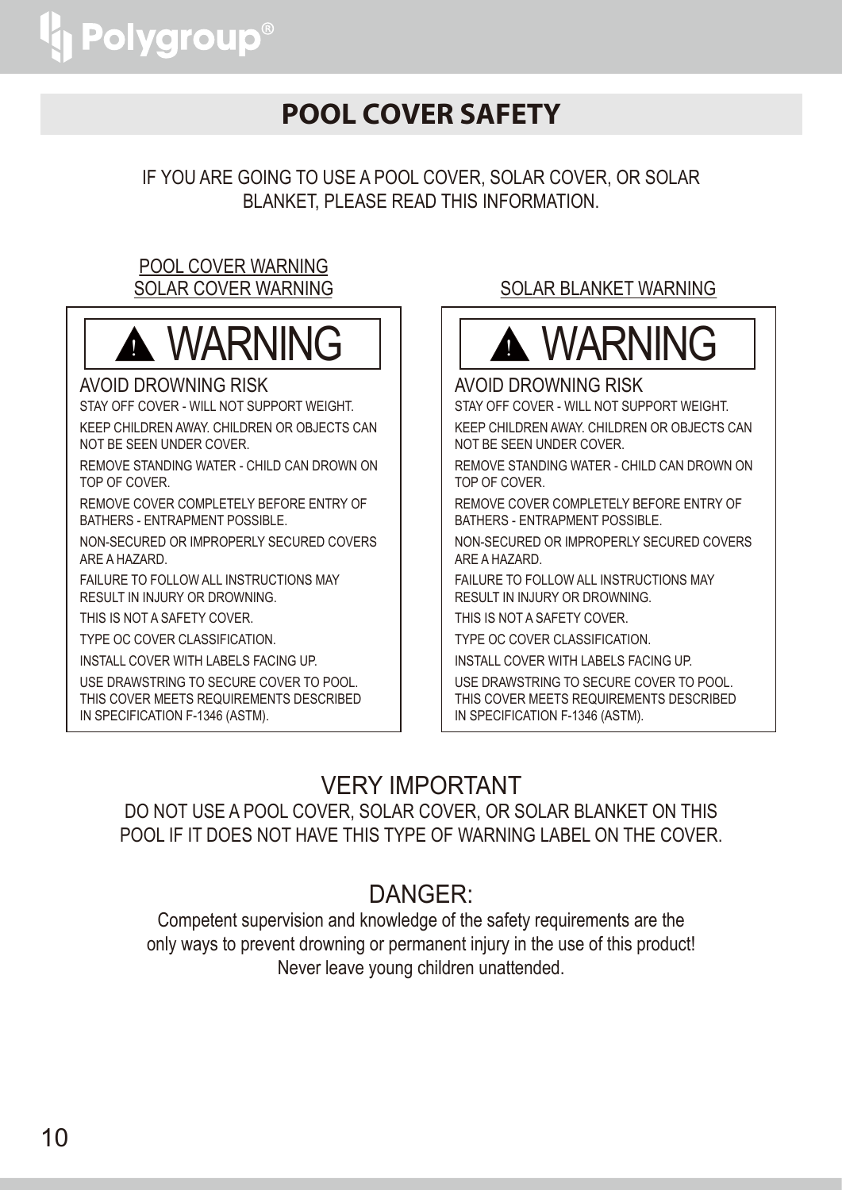# POOL COVER SAFETY

IF YOU ARE GOING TO USE A POOL COVER, SOLAR COVER, OR SOLAR BLANKET, PLEASE READ THIS INFORMATION.

## POOL COVER WARNING
## SOLAR COVER WARNING

**⚠ WARNING**

AVOID DROWNING RISK

STAY OFF COVER - WILL NOT SUPPORT WEIGHT.

KEEP CHILDREN AWAY. CHILDREN OR OBJECTS CAN NOT BE SEEN UNDER COVER.

REMOVE STANDING WATER - CHILD CAN DROWN ON TOP OF COVER.

REMOVE COVER COMPLETELY BEFORE ENTRY OF BATHERS - ENTRAPMENT POSSIBLE.

NON-SECURED OR IMPROPERLY SECURED COVERS ARE A HAZARD.

FAILURE TO FOLLOW ALL INSTRUCTIONS MAY RESULT IN INJURY OR DROWNING.

THIS IS NOT A SAFETY COVER.

TYPE OC COVER CLASSIFICATION.

INSTALL COVER WITH LABELS FACING UP.

USE DRAWSTRING TO SECURE COVER TO POOL. THIS COVER MEETS REQUIREMENTS DESCRIBED IN SPECIFICATION F-1346 (ASTM).

## SOLAR BLANKET WARNING

**⚠ WARNING**

AVOID DROWNING RISK

STAY OFF COVER - WILL NOT SUPPORT WEIGHT.

KEEP CHILDREN AWAY. CHILDREN OR OBJECTS CAN NOT BE SEEN UNDER COVER.

REMOVE STANDING WATER - CHILD CAN DROWN ON TOP OF COVER.

REMOVE COVER COMPLETELY BEFORE ENTRY OF BATHERS - ENTRAPMENT POSSIBLE.

NON-SECURED OR IMPROPERLY SECURED COVERS ARE A HAZARD.

FAILURE TO FOLLOW ALL INSTRUCTIONS MAY RESULT IN INJURY OR DROWNING.

THIS IS NOT A SAFETY COVER.

TYPE OC COVER CLASSIFICATION.

INSTALL COVER WITH LABELS FACING UP.

USE DRAWSTRING TO SECURE COVER TO POOL. THIS COVER MEETS REQUIREMENTS DESCRIBED IN SPECIFICATION F-1346 (ASTM).

## VERY IMPORTANT

DO NOT USE A POOL COVER, SOLAR COVER, OR SOLAR BLANKET ON THIS POOL IF IT DOES NOT HAVE THIS TYPE OF WARNING LABEL ON THE COVER.

## DANGER:

Competent supervision and knowledge of the safety requirements are the only ways to prevent drowning or permanent injury in the use of this product! Never leave young children unattended.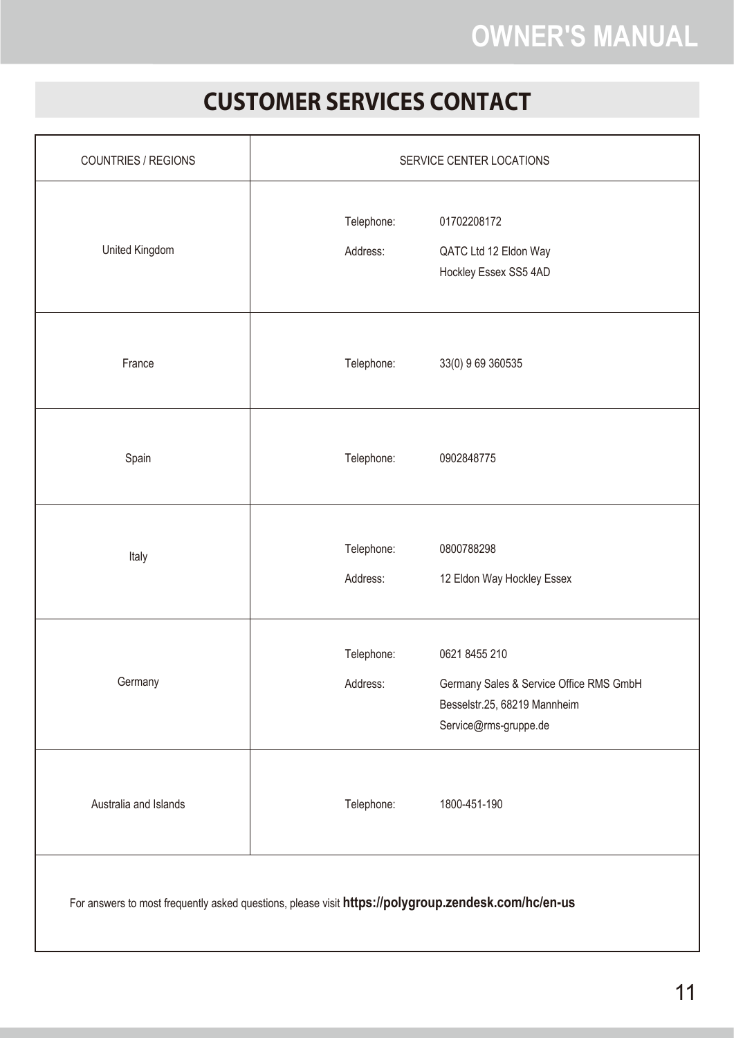## CUSTOMER SERVICES CONTACT

| COUNTRIES / REGIONS | SERVICE CENTER LOCATIONS |
|---|---|
| United Kingdom | Telephone: 01702208172<br>Address: QATC Ltd 12 Eldon Way Hockley Essex SS5 4AD |
| France | Telephone: 33(0) 9 69 360535 |
| Spain | Telephone: 0902848775 |
| Italy | Telephone: 0800788298<br>Address: 12 Eldon Way Hockley Essex |
| Germany | Telephone: 0621 8455 210<br>Address: Germany Sales & Service Office RMS GmbH Besselstr.25, 68219 Mannheim Service@rms-gruppe.de |
| Australia and Islands | Telephone: 1800-451-190 |

For answers to most frequently asked questions, please visit **https://polygroup.zendesk.com/hc/en-us**